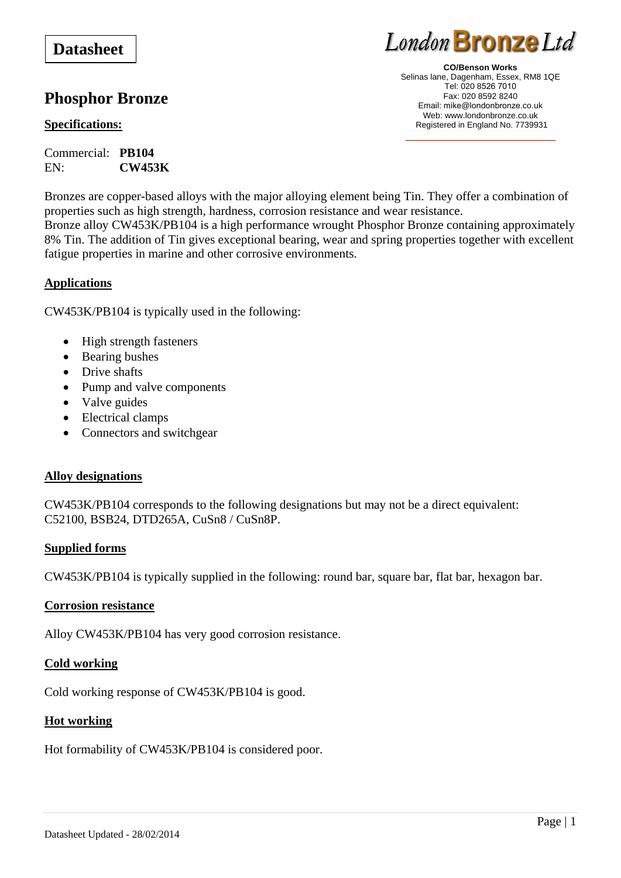**Datasheet**

**London Bronze Ltd**

**CO/Benson Works**
Selinas lane, Dagenham, Essex, RM8 1QE
Tel: 020 8526 7010
Fax: 020 8592 8240
Email: mike@londonbronze.co.uk
Web: www.londonbronze.co.uk
Registered in England No. 7739931

# Phosphor Bronze

## Specifications:

Commercial: **PB104**
EN: **CW453K**

Bronzes are copper-based alloys with the major alloying element being Tin. They offer a combination of properties such as high strength, hardness, corrosion resistance and wear resistance.
Bronze alloy CW453K/PB104 is a high performance wrought Phosphor Bronze containing approximately 8% Tin. The addition of Tin gives exceptional bearing, wear and spring properties together with excellent fatigue properties in marine and other corrosive environments.

## Applications

CW453K/PB104 is typically used in the following:

- High strength fasteners
- Bearing bushes
- Drive shafts
- Pump and valve components
- Valve guides
- Electrical clamps
- Connectors and switchgear

## Alloy designations

CW453K/PB104 corresponds to the following designations but may not be a direct equivalent:
C52100, BSB24, DTD265A, CuSn8 / CuSn8P.

## Supplied forms

CW453K/PB104 is typically supplied in the following: round bar, square bar, flat bar, hexagon bar.

## Corrosion resistance

Alloy CW453K/PB104 has very good corrosion resistance.

## Cold working

Cold working response of CW453K/PB104 is good.

## Hot working

Hot formability of CW453K/PB104 is considered poor.

Datasheet Updated - 28/02/2014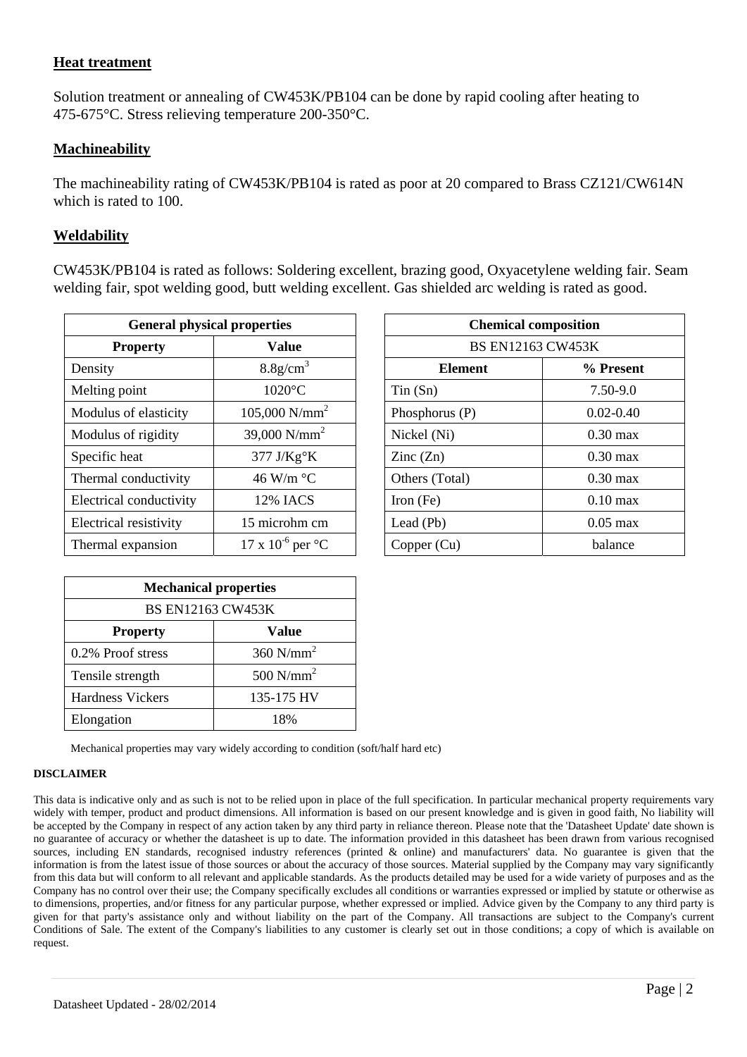## Heat treatment

Solution treatment or annealing of CW453K/PB104 can be done by rapid cooling after heating to 475-675°C. Stress relieving temperature 200-350°C.

## Machineability

The machineability rating of CW453K/PB104 is rated as poor at 20 compared to Brass CZ121/CW614N which is rated to 100.

## Weldability

CW453K/PB104 is rated as follows: Soldering excellent, brazing good, Oxyacetylene welding fair. Seam welding fair, spot welding good, butt welding excellent. Gas shielded arc welding is rated as good.

| General physical properties | |
|---|---|
| **Property** | **Value** |
| Density | 8.8g/cm$^3$ |
| Melting point | 1020°C |
| Modulus of elasticity | 105,000 N/mm$^2$ |
| Modulus of rigidity | 39,000 N/mm$^2$ |
| Specific heat | 377 J/Kg°K |
| Thermal conductivity | 46 W/m °C |
| Electrical conductivity | 12% IACS |
| Electrical resistivity | 15 microhm cm |
| Thermal expansion | 17 x $10^{-6}$ per °C |

| Chemical composition | |
|---|---|
| BS EN12163 CW453K | |
| **Element** | **% Present** |
| Tin (Sn) | 7.50-9.0 |
| Phosphorus (P) | 0.02-0.40 |
| Nickel (Ni) | 0.30 max |
| Zinc (Zn) | 0.30 max |
| Others (Total) | 0.30 max |
| Iron (Fe) | 0.10 max |
| Lead (Pb) | 0.05 max |
| Copper (Cu) | balance |

| Mechanical properties | |
|---|---|
| BS EN12163 CW453K | |
| **Property** | **Value** |
| 0.2% Proof stress | 360 N/mm$^2$ |
| Tensile strength | 500 N/mm$^2$ |
| Hardness Vickers | 135-175 HV |
| Elongation | 18% |

Mechanical properties may vary widely according to condition (soft/half hard etc)

**DISCLAIMER**

This data is indicative only and as such is not to be relied upon in place of the full specification. In particular mechanical property requirements vary widely with temper, product and product dimensions. All information is based on our present knowledge and is given in good faith, No liability will be accepted by the Company in respect of any action taken by any third party in reliance thereon. Please note that the 'Datasheet Update' date shown is no guarantee of accuracy or whether the datasheet is up to date. The information provided in this datasheet has been drawn from various recognised sources, including EN standards, recognised industry references (printed & online) and manufacturers' data. No guarantee is given that the information is from the latest issue of those sources or about the accuracy of those sources. Material supplied by the Company may vary significantly from this data but will conform to all relevant and applicable standards. As the products detailed may be used for a wide variety of purposes and as the Company has no control over their use; the Company specifically excludes all conditions or warranties expressed or implied by statute or otherwise as to dimensions, properties, and/or fitness for any particular purpose, whether expressed or implied. Advice given by the Company to any third party is given for that party's assistance only and without liability on the part of the Company. All transactions are subject to the Company's current Conditions of Sale. The extent of the Company's liabilities to any customer is clearly set out in those conditions; a copy of which is available on request.

Datasheet Updated - 28/02/2014